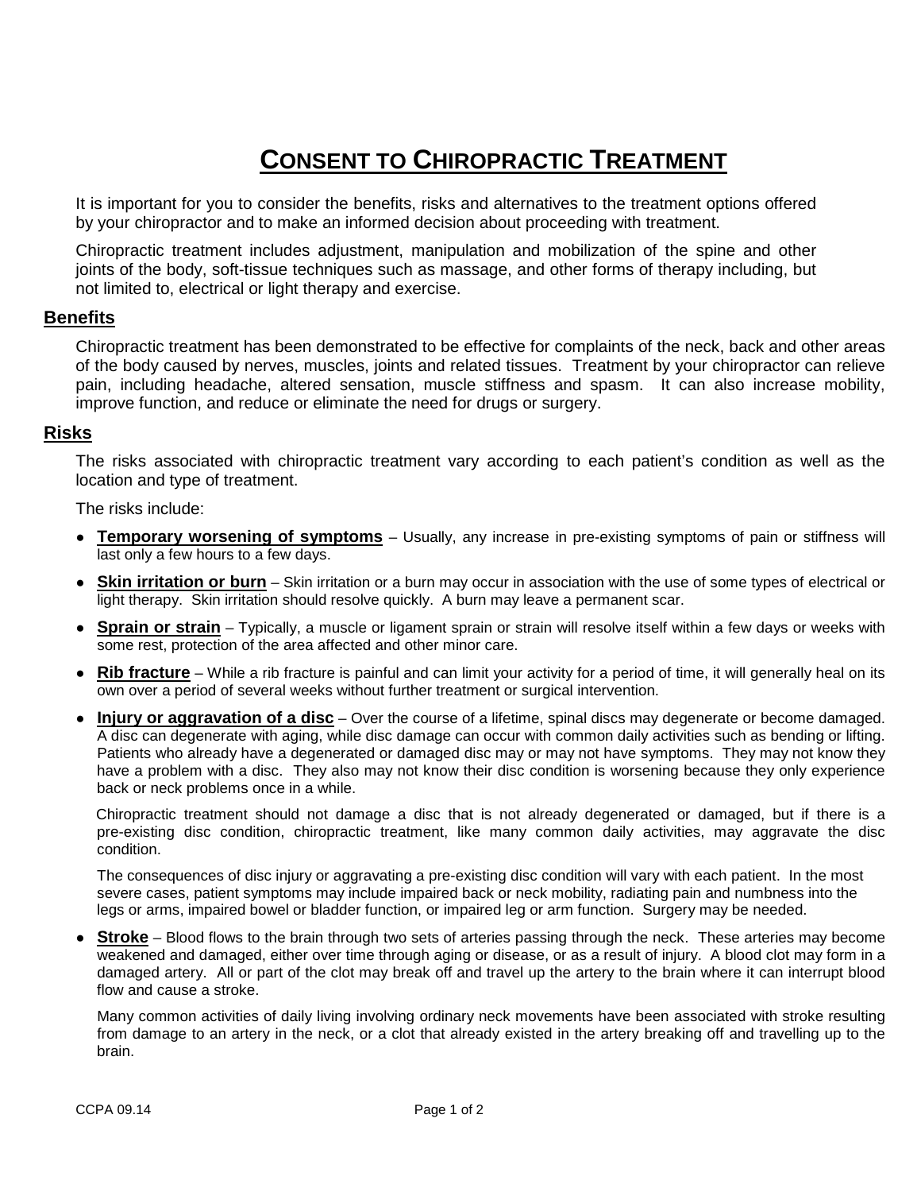# CONSENT TO CHIROPRACTIC TREATMENT

It is important for you to consider the benefits, risks and alternatives to the treatment options offered by your chiropractor and to make an informed decision about proceeding with treatment.

Chiropractic treatment includes adjustment, manipulation and mobilization of the spine and other joints of the body, soft-tissue techniques such as massage, and other forms of therapy including, but not limited to, electrical or light therapy and exercise.

## Benefits

Chiropractic treatment has been demonstrated to be effective for complaints of the neck, back and other areas of the body caused by nerves, muscles, joints and related tissues. Treatment by your chiropractor can relieve pain, including headache, altered sensation, muscle stiffness and spasm. It can also increase mobility, improve function, and reduce or eliminate the need for drugs or surgery.

## Risks

The risks associated with chiropractic treatment vary according to each patient's condition as well as the location and type of treatment.

The risks include:

- **Temporary worsening of symptoms** – Usually, any increase in pre-existing symptoms of pain or stiffness will last only a few hours to a few days.
- **Skin irritation or burn** – Skin irritation or a burn may occur in association with the use of some types of electrical or light therapy. Skin irritation should resolve quickly. A burn may leave a permanent scar.
- **Sprain or strain** – Typically, a muscle or ligament sprain or strain will resolve itself within a few days or weeks with some rest, protection of the area affected and other minor care.
- **Rib fracture** – While a rib fracture is painful and can limit your activity for a period of time, it will generally heal on its own over a period of several weeks without further treatment or surgical intervention.
- **Injury or aggravation of a disc** – Over the course of a lifetime, spinal discs may degenerate or become damaged. A disc can degenerate with aging, while disc damage can occur with common daily activities such as bending or lifting. Patients who already have a degenerated or damaged disc may or may not have symptoms. They may not know they have a problem with a disc. They also may not know their disc condition is worsening because they only experience back or neck problems once in a while.

  Chiropractic treatment should not damage a disc that is not already degenerated or damaged, but if there is a pre-existing disc condition, chiropractic treatment, like many common daily activities, may aggravate the disc condition.

  The consequences of disc injury or aggravating a pre-existing disc condition will vary with each patient. In the most severe cases, patient symptoms may include impaired back or neck mobility, radiating pain and numbness into the legs or arms, impaired bowel or bladder function, or impaired leg or arm function. Surgery may be needed.

- **Stroke** – Blood flows to the brain through two sets of arteries passing through the neck. These arteries may become weakened and damaged, either over time through aging or disease, or as a result of injury. A blood clot may form in a damaged artery. All or part of the clot may break off and travel up the artery to the brain where it can interrupt blood flow and cause a stroke.

  Many common activities of daily living involving ordinary neck movements have been associated with stroke resulting from damage to an artery in the neck, or a clot that already existed in the artery breaking off and travelling up to the brain.

CCPA 09.14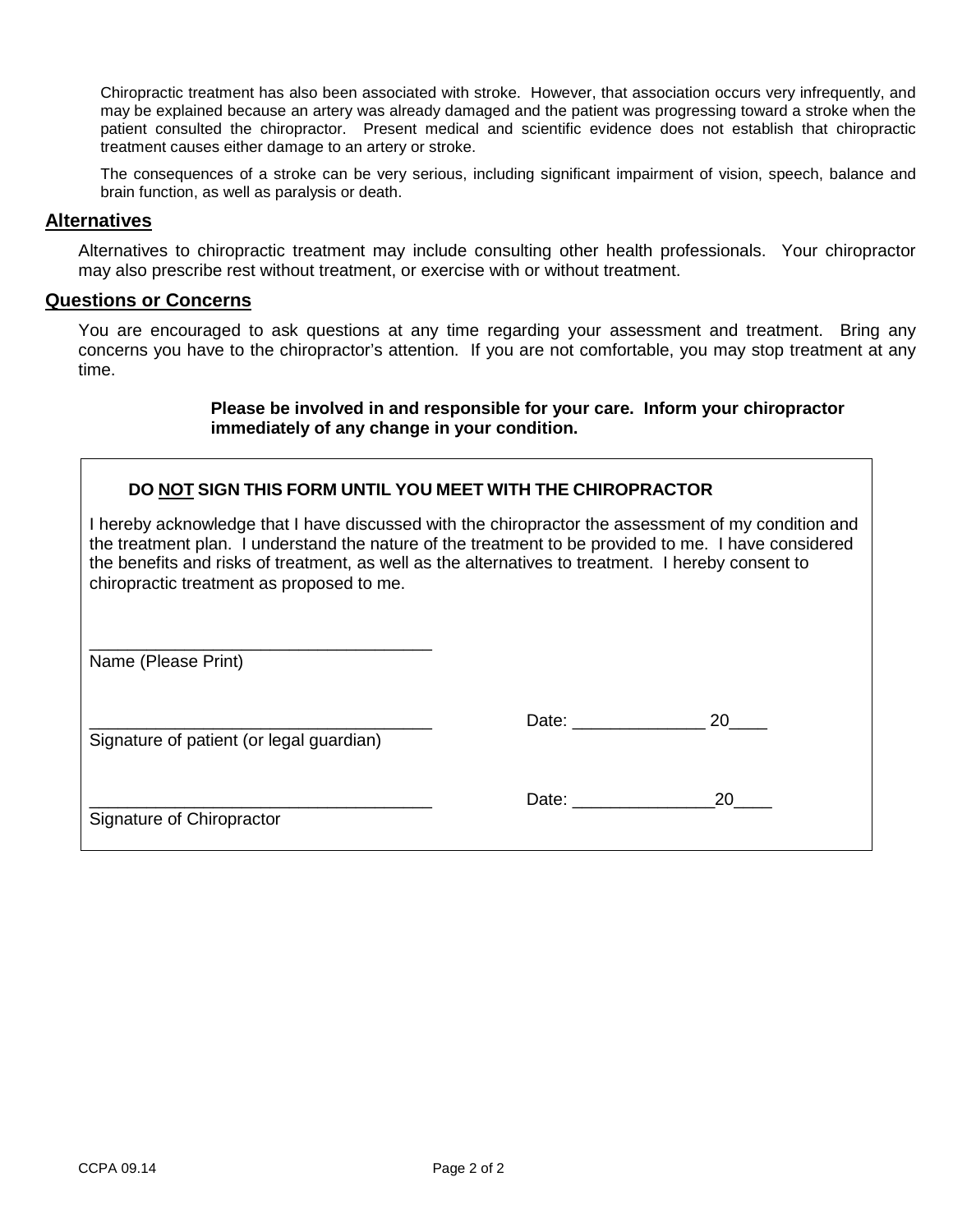Chiropractic treatment has also been associated with stroke. However, that association occurs very infrequently, and may be explained because an artery was already damaged and the patient was progressing toward a stroke when the patient consulted the chiropractor. Present medical and scientific evidence does not establish that chiropractic treatment causes either damage to an artery or stroke.

The consequences of a stroke can be very serious, including significant impairment of vision, speech, balance and brain function, as well as paralysis or death.

## Alternatives

Alternatives to chiropractic treatment may include consulting other health professionals. Your chiropractor may also prescribe rest without treatment, or exercise with or without treatment.

## Questions or Concerns

You are encouraged to ask questions at any time regarding your assessment and treatment. Bring any concerns you have to the chiropractor's attention. If you are not comfortable, you may stop treatment at any time.

**Please be involved in and responsible for your care. Inform your chiropractor immediately of any change in your condition.**

**DO NOT SIGN THIS FORM UNTIL YOU MEET WITH THE CHIROPRACTOR**

I hereby acknowledge that I have discussed with the chiropractor the assessment of my condition and the treatment plan. I understand the nature of the treatment to be provided to me. I have considered the benefits and risks of treatment, as well as the alternatives to treatment. I hereby consent to chiropractic treatment as proposed to me.

___________________________________
Name (Please Print)

___________________________________ Date: ______________ 20____
Signature of patient (or legal guardian)

___________________________________ Date: _______________20____
Signature of Chiropractor

CCPA 09.14